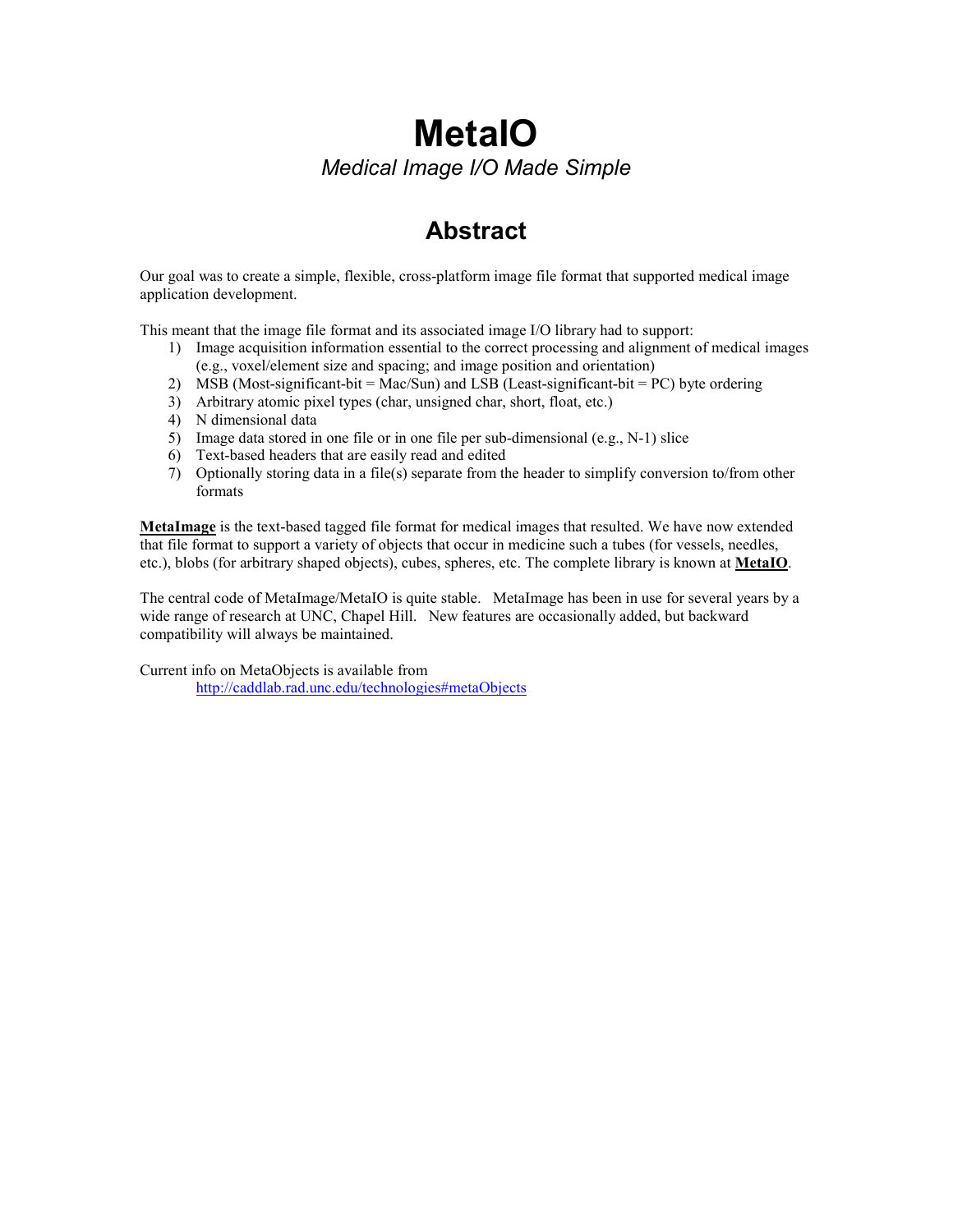# MetaIO

*Medical Image I/O Made Simple*

## Abstract

Our goal was to create a simple, flexible, cross-platform image file format that supported medical image application development.

This meant that the image file format and its associated image I/O library had to support:

1) Image acquisition information essential to the correct processing and alignment of medical images (e.g., voxel/element size and spacing; and image position and orientation)
2) MSB (Most-significant-bit = Mac/Sun) and LSB (Least-significant-bit = PC) byte ordering
3) Arbitrary atomic pixel types (char, unsigned char, short, float, etc.)
4) N dimensional data
5) Image data stored in one file or in one file per sub-dimensional (e.g., N-1) slice
6) Text-based headers that are easily read and edited
7) Optionally storing data in a file(s) separate from the header to simplify conversion to/from other formats

**MetaImage** is the text-based tagged file format for medical images that resulted. We have now extended that file format to support a variety of objects that occur in medicine such a tubes (for vessels, needles, etc.), blobs (for arbitrary shaped objects), cubes, spheres, etc. The complete library is known at **MetaIO**.

The central code of MetaImage/MetaIO is quite stable. MetaImage has been in use for several years by a wide range of research at UNC, Chapel Hill. New features are occasionally added, but backward compatibility will always be maintained.

Current info on MetaObjects is available from

http://caddlab.rad.unc.edu/technologies#metaObjects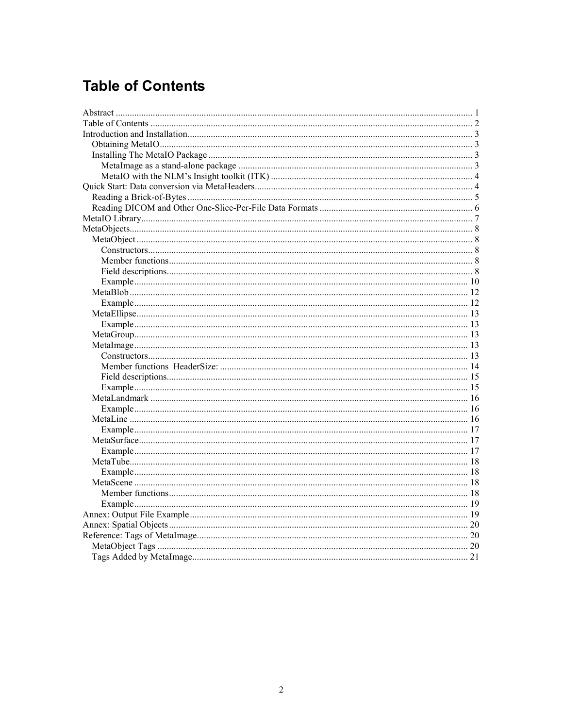# Table of Contents

Abstract ........................................................................................................................................ 1
Table of Contents ......................................................................................................................... 2
Introduction and Installation......................................................................................................... 3
  Obtaining MetaIO..................................................................................................................... 3
  Installing The MetaIO Package ................................................................................................ 3
    MetaImage as a stand-alone package .................................................................................. 3
    MetaIO with the NLM's Insight toolkit (ITK) ..................................................................... 4
Quick Start: Data conversion via MetaHeaders............................................................................ 4
  Reading a Brick-of-Bytes ......................................................................................................... 5
  Reading DICOM and Other One-Slice-Per-File Data Formats ................................................ 6
MetaIO Library............................................................................................................................. 7
MetaObjects.................................................................................................................................. 8
  MetaObject ............................................................................................................................... 8
    Constructors........................................................................................................................ 8
    Member functions................................................................................................................ 8
    Field descriptions................................................................................................................. 8
    Example ............................................................................................................................. 10
  MetaBlob ................................................................................................................................ 12
    Example ............................................................................................................................. 12
  MetaEllipse............................................................................................................................. 13
    Example ............................................................................................................................. 13
  MetaGroup.............................................................................................................................. 13
  MetaImage .............................................................................................................................. 13
    Constructors....................................................................................................................... 13
    Member functions  HeaderSize: ........................................................................................ 14
    Field descriptions................................................................................................................ 15
    Example ............................................................................................................................. 15
  MetaLandmark ....................................................................................................................... 16
    Example ............................................................................................................................. 16
  MetaLine ................................................................................................................................ 16
    Example ............................................................................................................................. 17
  MetaSurface............................................................................................................................ 17
    Example ............................................................................................................................. 17
  MetaTube................................................................................................................................ 18
    Example ............................................................................................................................. 18
  MetaScene .............................................................................................................................. 18
    Member functions............................................................................................................... 18
    Example ............................................................................................................................. 19
Annex: Output File Example...................................................................................................... 19
Annex: Spatial Objects ............................................................................................................... 20
Reference: Tags of MetaImage................................................................................................... 20
  MetaObject Tags .................................................................................................................... 20
  Tags Added by MetaImage..................................................................................................... 21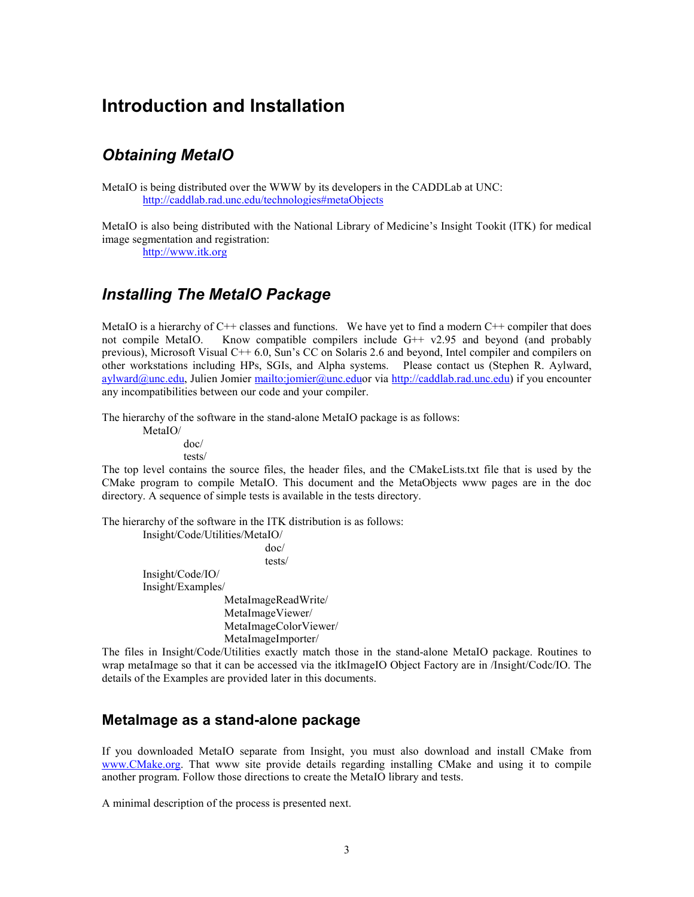# Introduction and Installation

## *Obtaining MetaIO*

MetaIO is being distributed over the WWW by its developers in the CADDLab at UNC:
    http://caddlab.rad.unc.edu/technologies#metaObjects

MetaIO is also being distributed with the National Library of Medicine's Insight Tookit (ITK) for medical image segmentation and registration:
    http://www.itk.org

## *Installing The MetaIO Package*

MetaIO is a hierarchy of C++ classes and functions. We have yet to find a modern C++ compiler that does not compile MetaIO. Know compatible compilers include G++ v2.95 and beyond (and probably previous), Microsoft Visual C++ 6.0, Sun's CC on Solaris 2.6 and beyond, Intel compiler and compilers on other workstations including HPs, SGIs, and Alpha systems. Please contact us (Stephen R. Aylward, aylward@unc.edu, Julien Jomier mailto:jomier@unc.eduor via http://caddlab.rad.unc.edu) if you encounter any incompatibilities between our code and your compiler.

The hierarchy of the software in the stand-alone MetaIO package is as follows:

```
MetaIO/
    doc/
    tests/
```

The top level contains the source files, the header files, and the CMakeLists.txt file that is used by the CMake program to compile MetaIO. This document and the MetaObjects www pages are in the doc directory. A sequence of simple tests is available in the tests directory.

The hierarchy of the software in the ITK distribution is as follows:

```
Insight/Code/Utilities/MetaIO/
                        doc/
                        tests/
Insight/Code/IO/
Insight/Examples/
            MetaImageReadWrite/
            MetaImageViewer/
            MetaImageColorViewer/
            MetaImageImporter/
```

The files in Insight/Code/Utilities exactly match those in the stand-alone MetaIO package. Routines to wrap metaImage so that it can be accessed via the itkImageIO Object Factory are in /Insight/Codc/IO. The details of the Examples are provided later in this documents.

### MetaImage as a stand-alone package

If you downloaded MetaIO separate from Insight, you must also download and install CMake from www.CMake.org. That www site provide details regarding installing CMake and using it to compile another program. Follow those directions to create the MetaIO library and tests.

A minimal description of the process is presented next.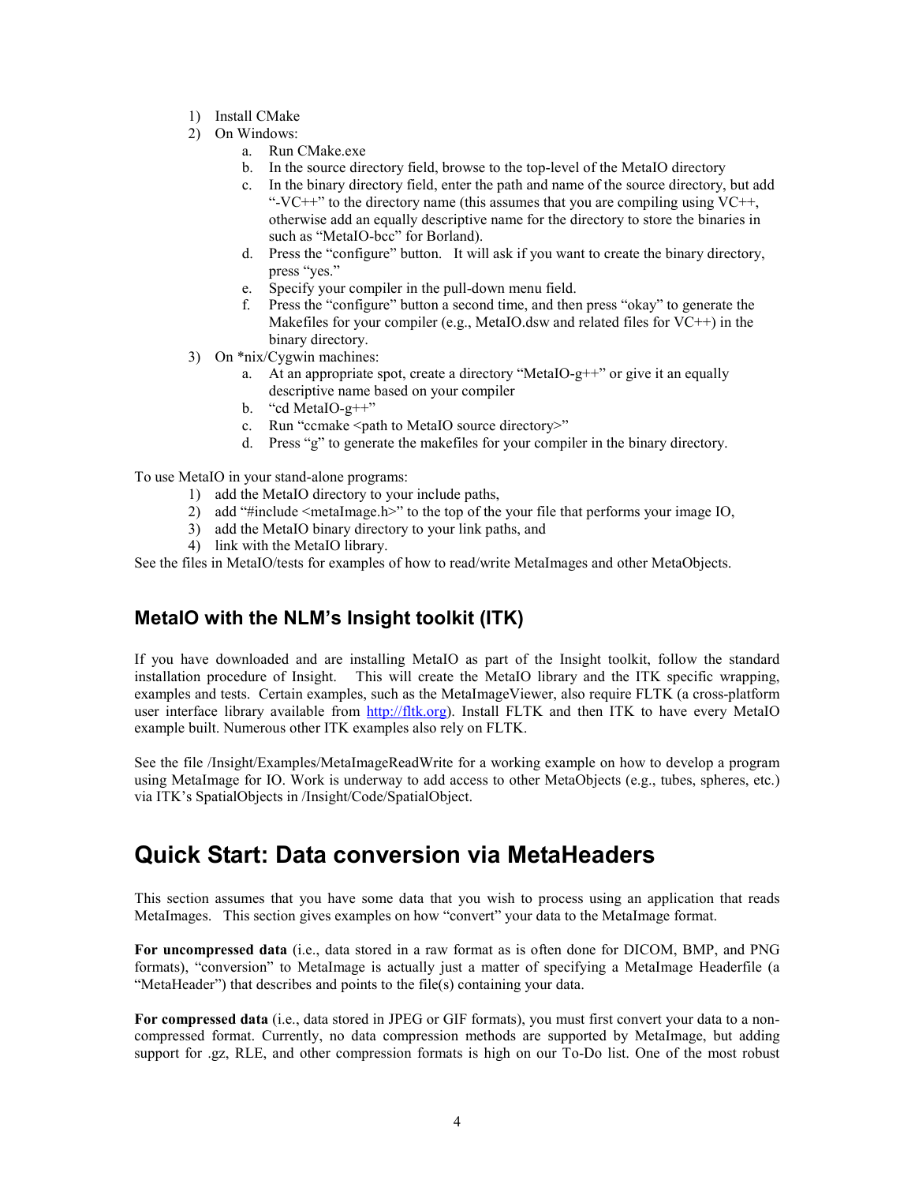1) Install CMake
2) On Windows:
    a. Run CMake.exe
    b. In the source directory field, browse to the top-level of the MetaIO directory
    c. In the binary directory field, enter the path and name of the source directory, but add "-VC++" to the directory name (this assumes that you are compiling using VC++, otherwise add an equally descriptive name for the directory to store the binaries in such as "MetaIO-bcc" for Borland).
    d. Press the "configure" button. It will ask if you want to create the binary directory, press "yes."
    e. Specify your compiler in the pull-down menu field.
    f. Press the "configure" button a second time, and then press "okay" to generate the Makefiles for your compiler (e.g., MetaIO.dsw and related files for VC++) in the binary directory.
3) On *nix/Cygwin machines:
    a. At an appropriate spot, create a directory "MetaIO-g++" or give it an equally descriptive name based on your compiler
    b. "cd MetaIO-g++"
    c. Run "ccmake <path to MetaIO source directory>"
    d. Press "g" to generate the makefiles for your compiler in the binary directory.

To use MetaIO in your stand-alone programs:

1) add the MetaIO directory to your include paths,
2) add "#include <metaImage.h>" to the top of the your file that performs your image IO,
3) add the MetaIO binary directory to your link paths, and
4) link with the MetaIO library.

See the files in MetaIO/tests for examples of how to read/write MetaImages and other MetaObjects.

### MetaIO with the NLM's Insight toolkit (ITK)

If you have downloaded and are installing MetaIO as part of the Insight toolkit, follow the standard installation procedure of Insight. This will create the MetaIO library and the ITK specific wrapping, examples and tests. Certain examples, such as the MetaImageViewer, also require FLTK (a cross-platform user interface library available from http://fltk.org). Install FLTK and then ITK to have every MetaIO example built. Numerous other ITK examples also rely on FLTK.

See the file /Insight/Examples/MetaImageReadWrite for a working example on how to develop a program using MetaImage for IO. Work is underway to add access to other MetaObjects (e.g., tubes, spheres, etc.) via ITK's SpatialObjects in /Insight/Code/SpatialObject.

## Quick Start: Data conversion via MetaHeaders

This section assumes that you have some data that you wish to process using an application that reads MetaImages. This section gives examples on how "convert" your data to the MetaImage format.

**For uncompressed data** (i.e., data stored in a raw format as is often done for DICOM, BMP, and PNG formats), "conversion" to MetaImage is actually just a matter of specifying a MetaImage Headerfile (a "MetaHeader") that describes and points to the file(s) containing your data.

**For compressed data** (i.e., data stored in JPEG or GIF formats), you must first convert your data to a non-compressed format. Currently, no data compression methods are supported by MetaImage, but adding support for .gz, RLE, and other compression formats is high on our To-Do list. One of the most robust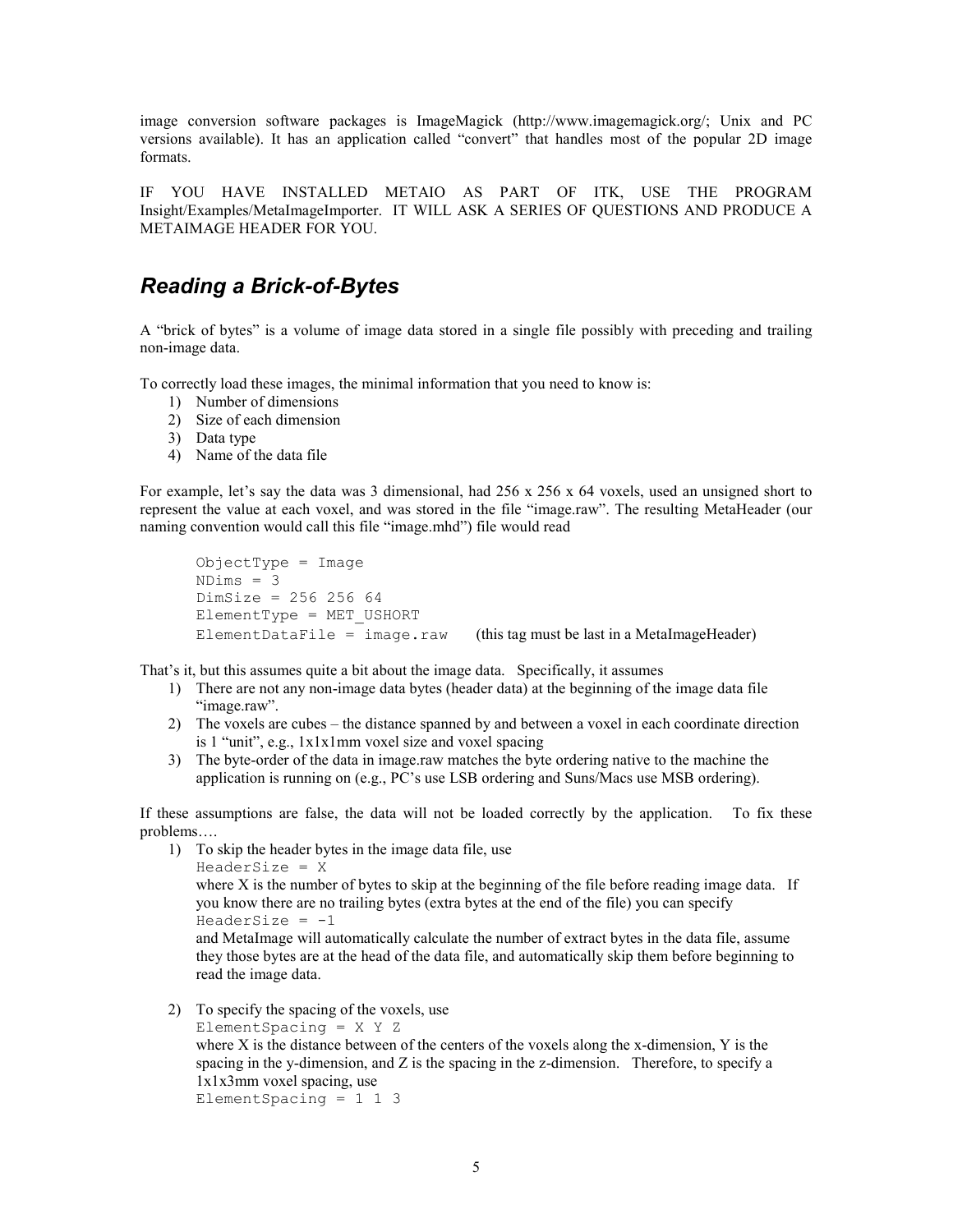image conversion software packages is ImageMagick (http://www.imagemagick.org/; Unix and PC versions available). It has an application called "convert" that handles most of the popular 2D image formats.

IF YOU HAVE INSTALLED METAIO AS PART OF ITK, USE THE PROGRAM Insight/Examples/MetaImageImporter. IT WILL ASK A SERIES OF QUESTIONS AND PRODUCE A METAIMAGE HEADER FOR YOU.

## *Reading a Brick-of-Bytes*

A "brick of bytes" is a volume of image data stored in a single file possibly with preceding and trailing non-image data.

To correctly load these images, the minimal information that you need to know is:

1) Number of dimensions
2) Size of each dimension
3) Data type
4) Name of the data file

For example, let's say the data was 3 dimensional, had 256 x 256 x 64 voxels, used an unsigned short to represent the value at each voxel, and was stored in the file "image.raw". The resulting MetaHeader (our naming convention would call this file "image.mhd") file would read

```
ObjectType = Image
NDims = 3
DimSize = 256 256 64
ElementType = MET_USHORT
ElementDataFile = image.raw
```

(this tag must be last in a MetaImageHeader)

That's it, but this assumes quite a bit about the image data. Specifically, it assumes

1) There are not any non-image data bytes (header data) at the beginning of the image data file "image.raw".
2) The voxels are cubes – the distance spanned by and between a voxel in each coordinate direction is 1 "unit", e.g., 1x1x1mm voxel size and voxel spacing
3) The byte-order of the data in image.raw matches the byte ordering native to the machine the application is running on (e.g., PC's use LSB ordering and Suns/Macs use MSB ordering).

If these assumptions are false, the data will not be loaded correctly by the application. To fix these problems….

1) To skip the header bytes in the image data file, use
   `HeaderSize = X`
   where X is the number of bytes to skip at the beginning of the file before reading image data. If you know there are no trailing bytes (extra bytes at the end of the file) you can specify
   `HeaderSize = -1`
   and MetaImage will automatically calculate the number of extract bytes in the data file, assume they those bytes are at the head of the data file, and automatically skip them before beginning to read the image data.

2) To specify the spacing of the voxels, use
   `ElementSpacing = X Y Z`
   where X is the distance between of the centers of the voxels along the x-dimension, Y is the spacing in the y-dimension, and Z is the spacing in the z-dimension. Therefore, to specify a 1x1x3mm voxel spacing, use
   `ElementSpacing = 1 1 3`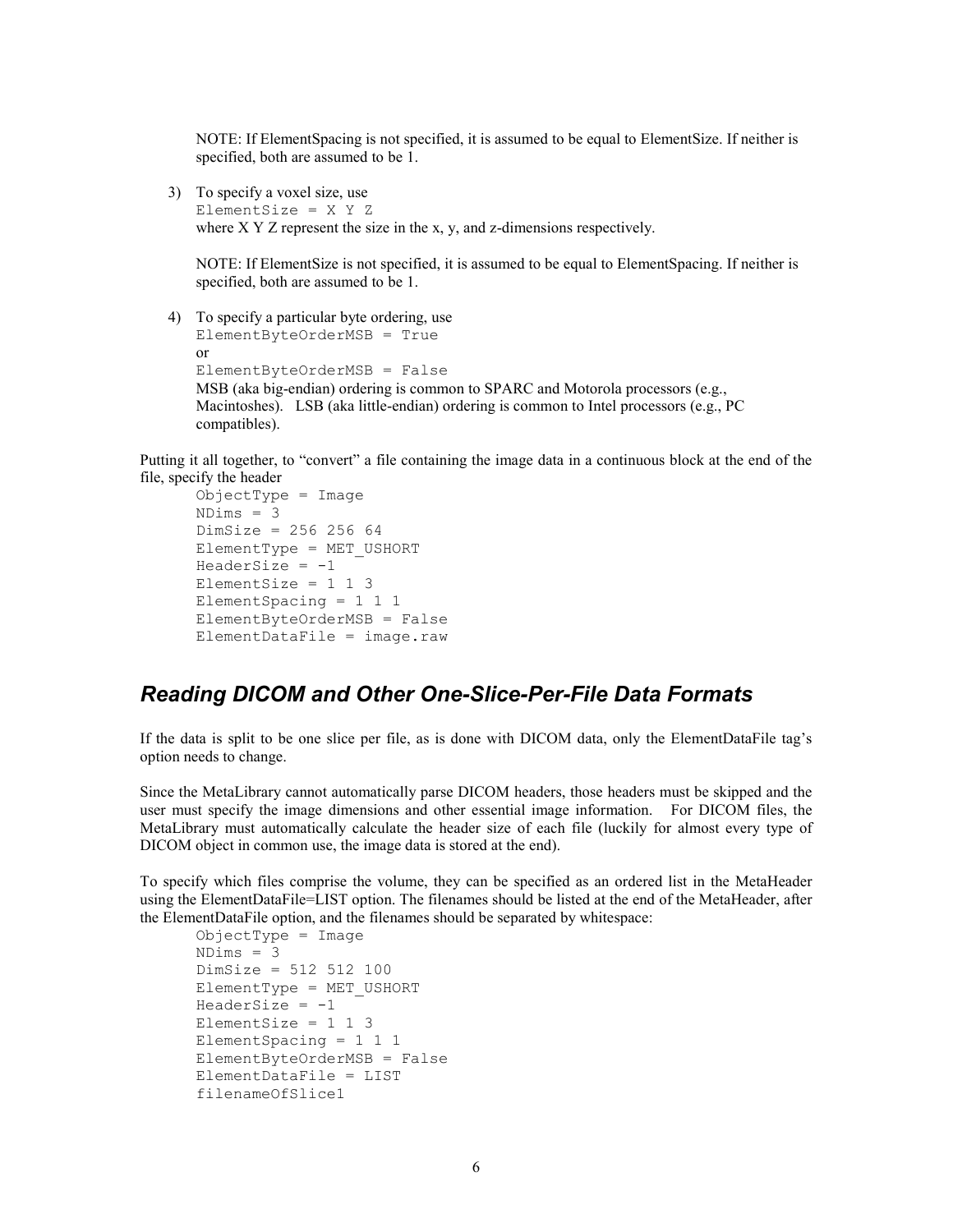NOTE: If ElementSpacing is not specified, it is assumed to be equal to ElementSize. If neither is specified, both are assumed to be 1.

3) To specify a voxel size, use
   ```
   ElementSize = X Y Z
   ```
   where X Y Z represent the size in the x, y, and z-dimensions respectively.

   NOTE: If ElementSize is not specified, it is assumed to be equal to ElementSpacing. If neither is specified, both are assumed to be 1.

4) To specify a particular byte ordering, use
   ```
   ElementByteOrderMSB = True
   ```
   or
   ```
   ElementByteOrderMSB = False
   ```
   MSB (aka big-endian) ordering is common to SPARC and Motorola processors (e.g., Macintoshes). LSB (aka little-endian) ordering is common to Intel processors (e.g., PC compatibles).

Putting it all together, to "convert" a file containing the image data in a continuous block at the end of the file, specify the header

```
ObjectType = Image
NDims = 3
DimSize = 256 256 64
ElementType = MET_USHORT
HeaderSize = -1
ElementSize = 1 1 3
ElementSpacing = 1 1 1
ElementByteOrderMSB = False
ElementDataFile = image.raw
```

## *Reading DICOM and Other One-Slice-Per-File Data Formats*

If the data is split to be one slice per file, as is done with DICOM data, only the ElementDataFile tag's option needs to change.

Since the MetaLibrary cannot automatically parse DICOM headers, those headers must be skipped and the user must specify the image dimensions and other essential image information. For DICOM files, the MetaLibrary must automatically calculate the header size of each file (luckily for almost every type of DICOM object in common use, the image data is stored at the end).

To specify which files comprise the volume, they can be specified as an ordered list in the MetaHeader using the ElementDataFile=LIST option. The filenames should be listed at the end of the MetaHeader, after the ElementDataFile option, and the filenames should be separated by whitespace:

```
ObjectType = Image
NDims = 3
DimSize = 512 512 100
ElementType = MET_USHORT
HeaderSize = -1
ElementSize = 1 1 3
ElementSpacing = 1 1 1
ElementByteOrderMSB = False
ElementDataFile = LIST
filenameOfSlice1
```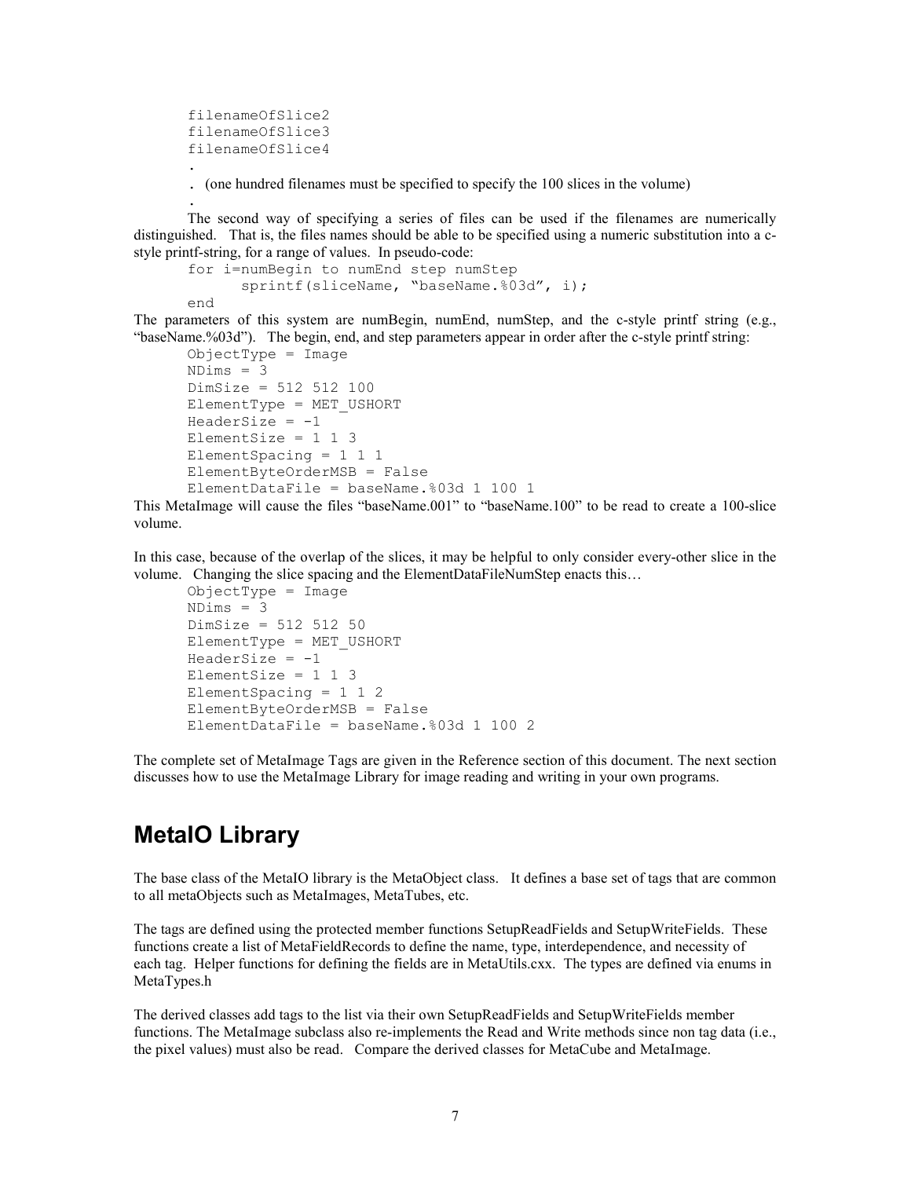```
filenameOfSlice2
filenameOfSlice3
filenameOfSlice4
.
.  (one hundred filenames must be specified to specify the 100 slices in the volume)
.
```

The second way of specifying a series of files can be used if the filenames are numerically distinguished. That is, the files names should be able to be specified using a numeric substitution into a c-style printf-string, for a range of values. In pseudo-code:

```
for i=numBegin to numEnd step numStep
      sprintf(sliceName, "baseName.%03d", i);
end
```

The parameters of this system are numBegin, numEnd, numStep, and the c-style printf string (e.g., "baseName.%03d"). The begin, end, and step parameters appear in order after the c-style printf string:

```
ObjectType = Image
NDims = 3
DimSize = 512 512 100
ElementType = MET_USHORT
HeaderSize = -1
ElementSize = 1 1 3
ElementSpacing = 1 1 1
ElementByteOrderMSB = False
ElementDataFile = baseName.%03d 1 100 1
```

This MetaImage will cause the files "baseName.001" to "baseName.100" to be read to create a 100-slice volume.

In this case, because of the overlap of the slices, it may be helpful to only consider every-other slice in the volume. Changing the slice spacing and the ElementDataFileNumStep enacts this…

```
ObjectType = Image
NDims = 3
DimSize = 512 512 50
ElementType = MET_USHORT
HeaderSize = -1
ElementSize = 1 1 3
ElementSpacing = 1 1 2
ElementByteOrderMSB = False
ElementDataFile = baseName.%03d 1 100 2
```

The complete set of MetaImage Tags are given in the Reference section of this document. The next section discusses how to use the MetaImage Library for image reading and writing in your own programs.

# MetaIO Library

The base class of the MetaIO library is the MetaObject class. It defines a base set of tags that are common to all metaObjects such as MetaImages, MetaTubes, etc.

The tags are defined using the protected member functions SetupReadFields and SetupWriteFields. These functions create a list of MetaFieldRecords to define the name, type, interdependence, and necessity of each tag. Helper functions for defining the fields are in MetaUtils.cxx. The types are defined via enums in MetaTypes.h

The derived classes add tags to the list via their own SetupReadFields and SetupWriteFields member functions. The MetaImage subclass also re-implements the Read and Write methods since non tag data (i.e., the pixel values) must also be read. Compare the derived classes for MetaCube and MetaImage.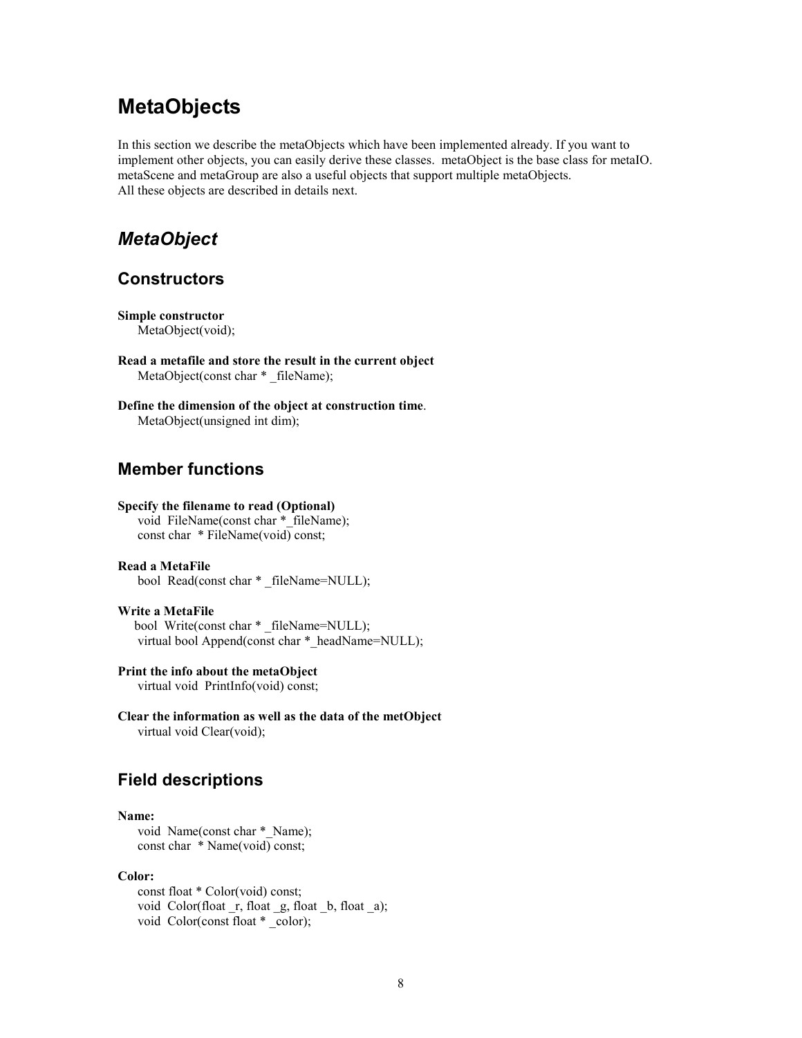# MetaObjects

In this section we describe the metaObjects which have been implemented already. If you want to implement other objects, you can easily derive these classes. metaObject is the base class for metaIO. metaScene and metaGroup are also a useful objects that support multiple metaObjects.
All these objects are described in details next.

## *MetaObject*

### Constructors

**Simple constructor**
```
MetaObject(void);
```

**Read a metafile and store the result in the current object**
```
MetaObject(const char * _fileName);
```

**Define the dimension of the object at construction time**.
```
MetaObject(unsigned int dim);
```

### Member functions

**Specify the filename to read (Optional)**
```
void  FileName(const char *_fileName);
const char  * FileName(void) const;
```

**Read a MetaFile**
```
bool  Read(const char * _fileName=NULL);
```

**Write a MetaFile**
```
bool  Write(const char * _fileName=NULL);
virtual bool Append(const char *_headName=NULL);
```

**Print the info about the metaObject**
```
virtual void  PrintInfo(void) const;
```

**Clear the information as well as the data of the metObject**
```
virtual void Clear(void);
```

### Field descriptions

**Name:**
```
void  Name(const char *_Name);
const char  * Name(void) const;
```

**Color:**
```
const float * Color(void) const;
void  Color(float _r, float _g, float _b, float _a);
void  Color(const float * _color);
```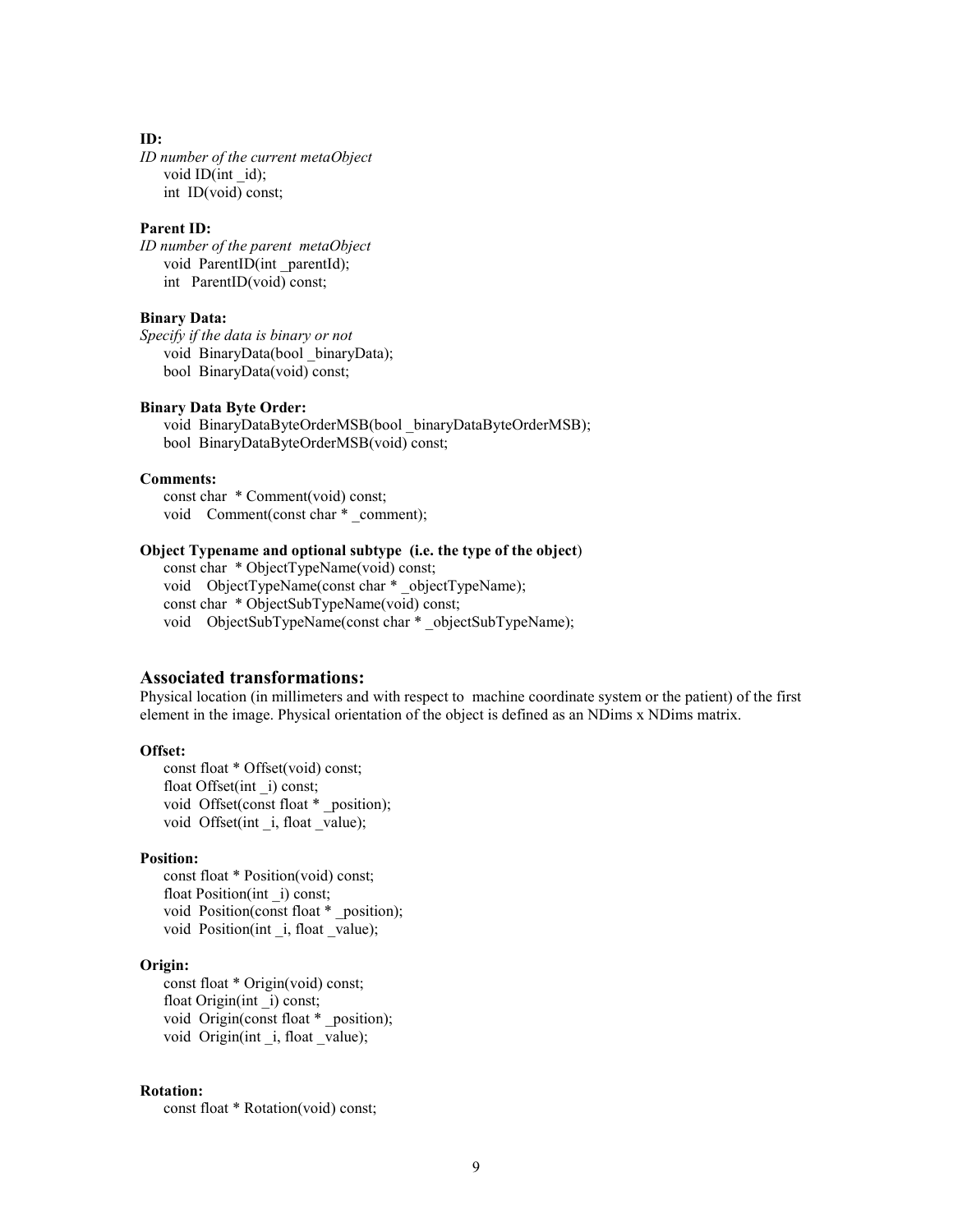**ID:**

*ID number of the current metaObject*

```
void ID(int _id);
int  ID(void) const;
```

**Parent ID:**

*ID number of the parent  metaObject*

```
void  ParentID(int _parentId);
int   ParentID(void) const;
```

**Binary Data:**

*Specify if the data is binary or not*

```
void  BinaryData(bool _binaryData);
bool  BinaryData(void) const;
```

**Binary Data Byte Order:**

```
void  BinaryDataByteOrderMSB(bool _binaryDataByteOrderMSB);
bool  BinaryDataByteOrderMSB(void) const;
```

**Comments:**

```
const char  * Comment(void) const;
void    Comment(const char * _comment);
```

**Object Typename and optional subtype  (i.e. the type of the object**)

```
const char  * ObjectTypeName(void) const;
void    ObjectTypeName(const char * _objectTypeName);
const char  * ObjectSubTypeName(void) const;
void    ObjectSubTypeName(const char * _objectSubTypeName);
```

## Associated transformations:

Physical location (in millimeters and with respect to  machine coordinate system or the patient) of the first element in the image. Physical orientation of the object is defined as an NDims x NDims matrix.

**Offset:**

```
const float * Offset(void) const;
float Offset(int _i) const;
void  Offset(const float * _position);
void  Offset(int _i, float _value);
```

**Position:**

```
const float * Position(void) const;
float Position(int _i) const;
void  Position(const float * _position);
void  Position(int _i, float _value);
```

**Origin:**

```
const float * Origin(void) const;
float Origin(int _i) const;
void  Origin(const float * _position);
void  Origin(int _i, float _value);
```

**Rotation:**

```
const float * Rotation(void) const;
```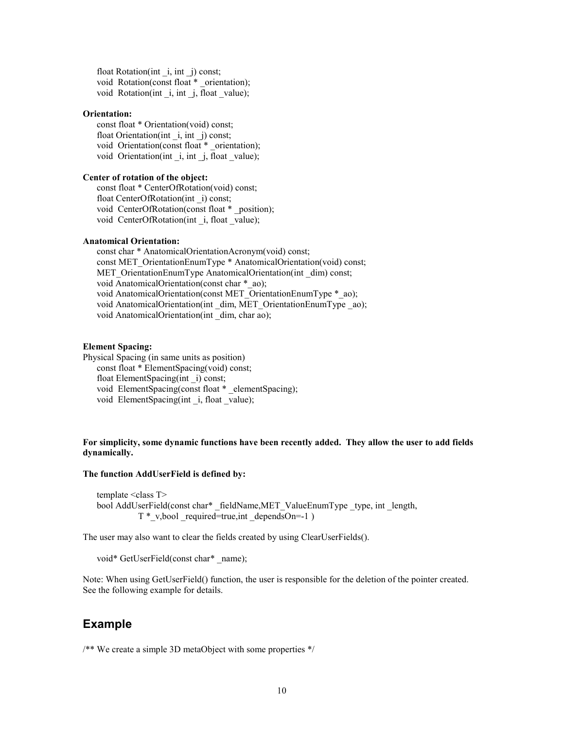```
float Rotation(int _i, int _j) const;
void  Rotation(const float * _orientation);
void  Rotation(int _i, int _j, float _value);
```

**Orientation:**

```
const float * Orientation(void) const;
float Orientation(int _i, int _j) const;
void  Orientation(const float * _orientation);
void  Orientation(int _i, int _j, float _value);
```

**Center of rotation of the object:**

```
const float * CenterOfRotation(void) const;
float CenterOfRotation(int _i) const;
void  CenterOfRotation(const float * _position);
void  CenterOfRotation(int _i, float _value);
```

**Anatomical Orientation:**

```
const char * AnatomicalOrientationAcronym(void) const;
const MET_OrientationEnumType * AnatomicalOrientation(void) const;
MET_OrientationEnumType AnatomicalOrientation(int _dim) const;
void AnatomicalOrientation(const char *_ao);
void AnatomicalOrientation(const MET_OrientationEnumType *_ao);
void AnatomicalOrientation(int _dim, MET_OrientationEnumType _ao);
void AnatomicalOrientation(int _dim, char ao);
```

**Element Spacing:**

Physical Spacing (in same units as position)

```
const float * ElementSpacing(void) const;
float ElementSpacing(int _i) const;
void  ElementSpacing(const float * _elementSpacing);
void  ElementSpacing(int _i, float _value);
```

**For simplicity, some dynamic functions have been recently added. They allow the user to add fields dynamically.**

**The function AddUserField is defined by:**

```
template <class T>
bool AddUserField(const char* _fieldName,MET_ValueEnumType _type, int _length,
            T *_v,bool _required=true,int _dependsOn=-1 )
```

The user may also want to clear the fields created by using ClearUserFields().

```
void* GetUserField(const char* _name);
```

Note: When using GetUserField() function, the user is responsible for the deletion of the pointer created. See the following example for details.

## Example

/** We create a simple 3D metaObject with some properties */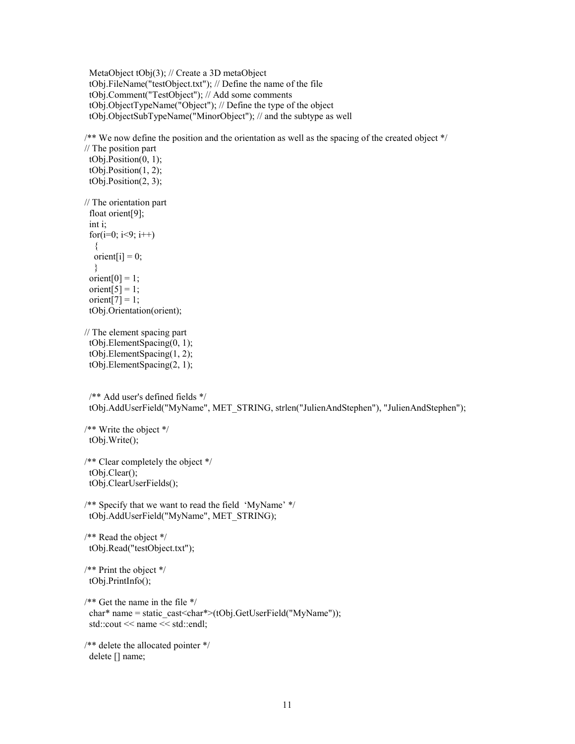```
  MetaObject tObj(3); // Create a 3D metaObject
  tObj.FileName("testObject.txt"); // Define the name of the file
  tObj.Comment("TestObject"); // Add some comments
  tObj.ObjectTypeName("Object"); // Define the type of the object
  tObj.ObjectSubTypeName("MinorObject"); // and the subtype as well

/** We now define the position and the orientation as well as the spacing of the created object */
// The position part
  tObj.Position(0, 1);
  tObj.Position(1, 2);
  tObj.Position(2, 3);

// The orientation part
  float orient[9];
  int i;
  for(i=0; i<9; i++)
    {
    orient[i] = 0;
    }
  orient[0] = 1;
  orient[5] = 1;
  orient[7] = 1;
  tObj.Orientation(orient);

// The element spacing part
  tObj.ElementSpacing(0, 1);
  tObj.ElementSpacing(1, 2);
  tObj.ElementSpacing(2, 1);


  /** Add user's defined fields */
  tObj.AddUserField("MyName", MET_STRING, strlen("JulienAndStephen"), "JulienAndStephen");

/** Write the object */
  tObj.Write();

/** Clear completely the object */
  tObj.Clear();
  tObj.ClearUserFields();

/** Specify that we want to read the field 'MyName' */
  tObj.AddUserField("MyName", MET_STRING);

/** Read the object */
  tObj.Read("testObject.txt");

/** Print the object */
  tObj.PrintInfo();

/** Get the name in the file */
  char* name = static_cast<char*>(tObj.GetUserField("MyName"));
  std::cout << name << std::endl;

/** delete the allocated pointer */
  delete [] name;
```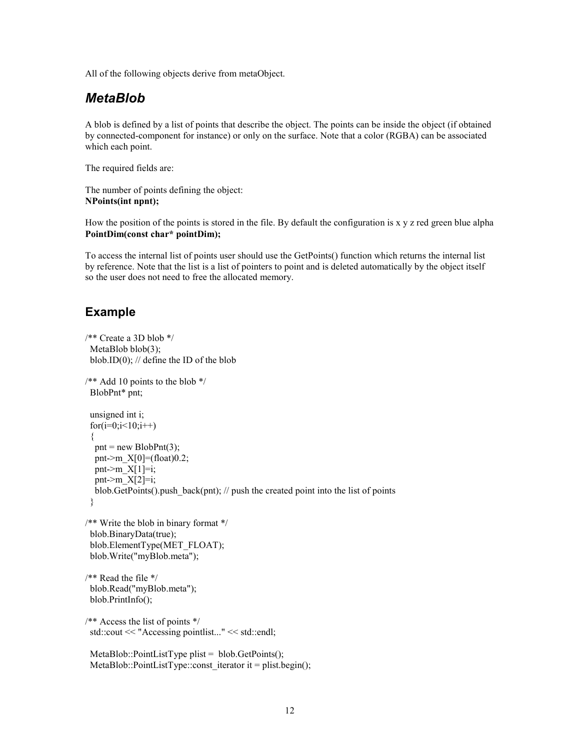All of the following objects derive from metaObject.

## *MetaBlob*

A blob is defined by a list of points that describe the object. The points can be inside the object (if obtained by connected-component for instance) or only on the surface. Note that a color (RGBA) can be associated which each point.

The required fields are:

The number of points defining the object:
**NPoints(int npnt);**

How the position of the points is stored in the file. By default the configuration is x y z red green blue alpha
**PointDim(const char* pointDim);**

To access the internal list of points user should use the GetPoints() function which returns the internal list by reference. Note that the list is a list of pointers to point and is deleted automatically by the object itself so the user does not need to free the allocated memory.

## Example

```
/** Create a 3D blob */
  MetaBlob blob(3);
  blob.ID(0); // define the ID of the blob

/** Add 10 points to the blob */
  BlobPnt* pnt;

  unsigned int i;
  for(i=0;i<10;i++)
  {
    pnt = new BlobPnt(3);
    pnt->m_X[0]=(float)0.2;
    pnt->m_X[1]=i;
    pnt->m_X[2]=i;
    blob.GetPoints().push_back(pnt); // push the created point into the list of points
  }

/** Write the blob in binary format */
  blob.BinaryData(true);
  blob.ElementType(MET_FLOAT);
  blob.Write("myBlob.meta");

/** Read the file */
  blob.Read("myBlob.meta");
  blob.PrintInfo();

/** Access the list of points */
  std::cout << "Accessing pointlist..." << std::endl;

  MetaBlob::PointListType plist =  blob.GetPoints();
  MetaBlob::PointListType::const_iterator it = plist.begin();
```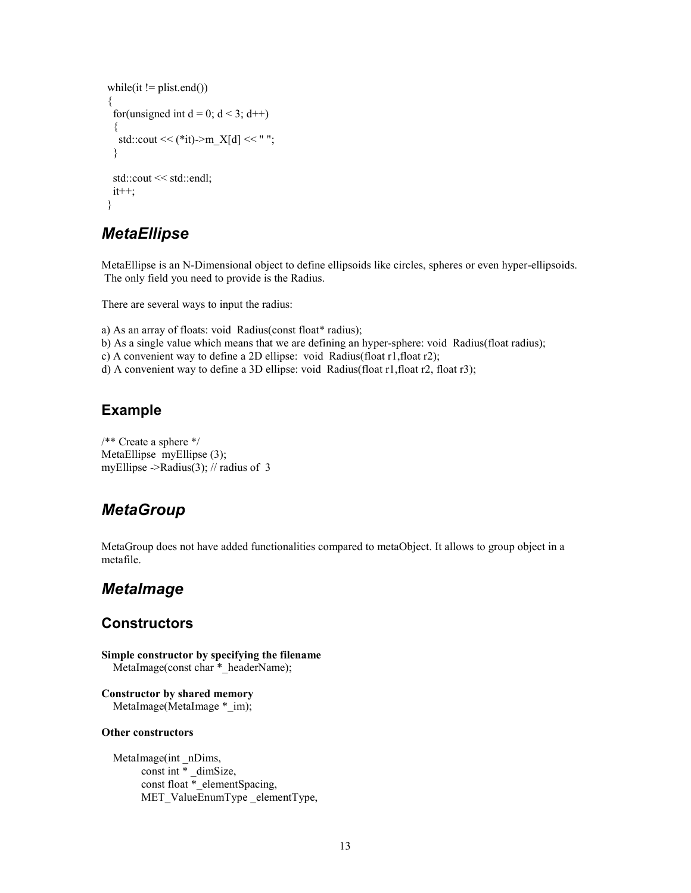```
while(it != plist.end())
{
  for(unsigned int d = 0; d < 3; d++)
  {
    std::cout << (*it)->m_X[d] << " ";
  }

  std::cout << std::endl;
  it++;
}
```

## *MetaEllipse*

MetaEllipse is an N-Dimensional object to define ellipsoids like circles, spheres or even hyper-ellipsoids. The only field you need to provide is the Radius.

There are several ways to input the radius:

a) As an array of floats: void  Radius(const float* radius);
b) As a single value which means that we are defining an hyper-sphere: void  Radius(float radius);
c) A convenient way to define a 2D ellipse:  void  Radius(float r1,float r2);
d) A convenient way to define a 3D ellipse: void  Radius(float r1,float r2, float r3);

### Example

```
/** Create a sphere */
MetaEllipse  myEllipse (3);
myEllipse ->Radius(3); // radius of  3
```

## *MetaGroup*

MetaGroup does not have added functionalities compared to metaObject. It allows to group object in a metafile.

## *MetaImage*

### Constructors

**Simple constructor by specifying the filename**

```
MetaImage(const char *_headerName);
```

**Constructor by shared memory**

```
MetaImage(MetaImage *_im);
```

**Other constructors**

```
MetaImage(int _nDims,
        const int * _dimSize,
        const float *_elementSpacing,
        MET_ValueEnumType _elementType,
```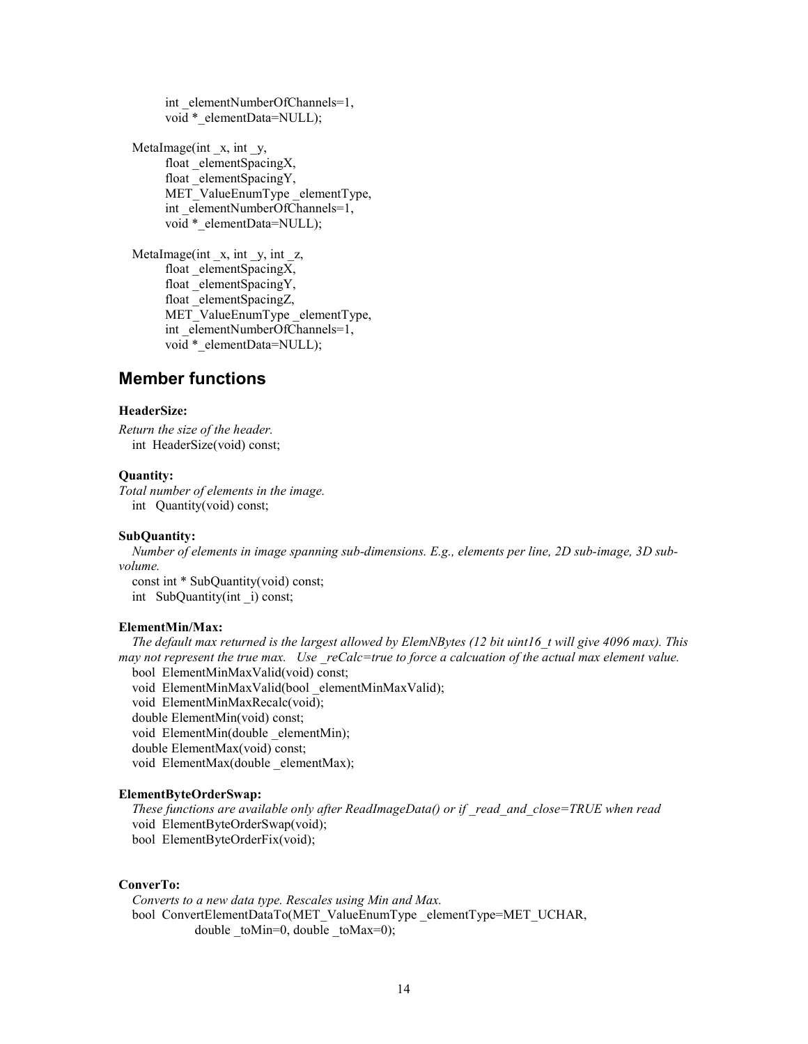```
        int _elementNumberOfChannels=1,
        void *_elementData=NULL);

MetaImage(int _x, int _y,
        float _elementSpacingX,
        float _elementSpacingY,
        MET_ValueEnumType _elementType,
        int _elementNumberOfChannels=1,
        void *_elementData=NULL);

MetaImage(int _x, int _y, int _z,
        float _elementSpacingX,
        float _elementSpacingY,
        float _elementSpacingZ,
        MET_ValueEnumType _elementType,
        int _elementNumberOfChannels=1,
        void *_elementData=NULL);
```

## Member functions

**HeaderSize:**

*Return the size of the header.*

```
int  HeaderSize(void) const;
```

**Quantity:**

*Total number of elements in the image.*

```
int   Quantity(void) const;
```

**SubQuantity:**

*Number of elements in image spanning sub-dimensions. E.g., elements per line, 2D sub-image, 3D sub-volume.*

```
const int * SubQuantity(void) const;
int   SubQuantity(int _i) const;
```

**ElementMin/Max:**

*The default max returned is the largest allowed by ElemNBytes (12 bit uint16_t will give 4096 max). This may not represent the true max.   Use _reCalc=true to force a calcuation of the actual max element value.*

```
bool  ElementMinMaxValid(void) const;
void  ElementMinMaxValid(bool _elementMinMaxValid);
void  ElementMinMaxRecalc(void);
double ElementMin(void) const;
void  ElementMin(double _elementMin);
double ElementMax(void) const;
void  ElementMax(double _elementMax);
```

**ElementByteOrderSwap:**

*These functions are available only after ReadImageData() or if _read_and_close=TRUE when read*

```
void  ElementByteOrderSwap(void);
bool  ElementByteOrderFix(void);
```

**ConverTo:**

*Converts to a new data type. Rescales using Min and Max.*

```
bool  ConvertElementDataTo(MET_ValueEnumType _elementType=MET_UCHAR,
              double _toMin=0, double _toMax=0);
```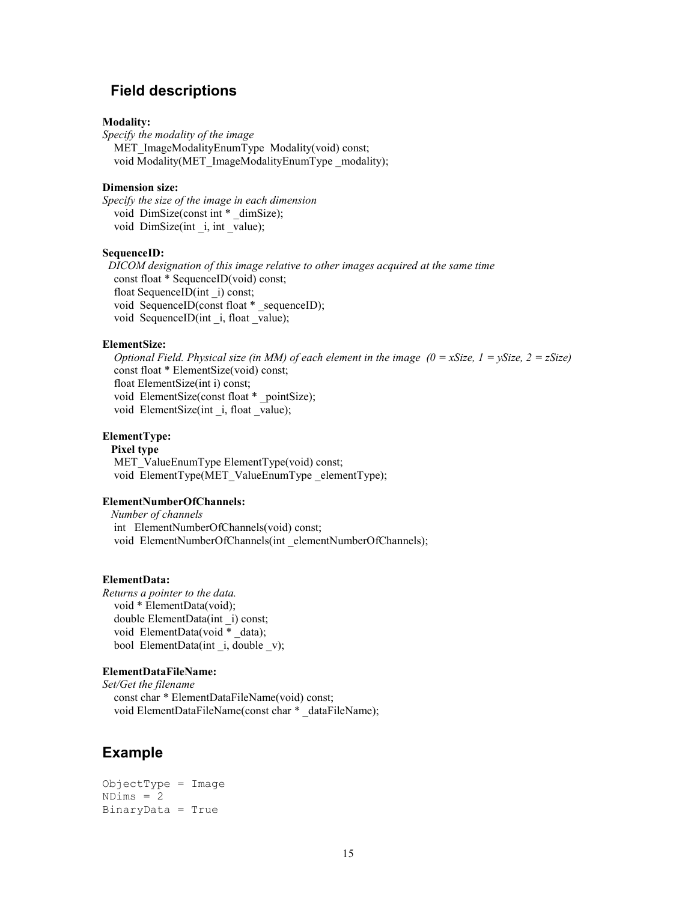## Field descriptions

**Modality:**
*Specify the modality of the image*
MET_ImageModalityEnumType Modality(void) const;
void Modality(MET_ImageModalityEnumType _modality);

**Dimension size:**
*Specify the size of the image in each dimension*
void DimSize(const int * _dimSize);
void DimSize(int _i, int _value);

**SequenceID:**
*DICOM designation of this image relative to other images acquired at the same time*
const float * SequenceID(void) const;
float SequenceID(int _i) const;
void SequenceID(const float * _sequenceID);
void SequenceID(int _i, float _value);

**ElementSize:**
*Optional Field. Physical size (in MM) of each element in the image (0 = xSize, 1 = ySize, 2 = zSize)*
const float * ElementSize(void) const;
float ElementSize(int i) const;
void ElementSize(const float * _pointSize);
void ElementSize(int _i, float _value);

**ElementType:**
**Pixel type**
MET_ValueEnumType ElementType(void) const;
void ElementType(MET_ValueEnumType _elementType);

**ElementNumberOfChannels:**
*Number of channels*
int ElementNumberOfChannels(void) const;
void ElementNumberOfChannels(int _elementNumberOfChannels);

**ElementData:**
*Returns a pointer to the data.*
void * ElementData(void);
double ElementData(int _i) const;
void ElementData(void * _data);
bool ElementData(int _i, double _v);

**ElementDataFileName:**
*Set/Get the filename*
const char * ElementDataFileName(void) const;
void ElementDataFileName(const char * _dataFileName);

## Example

```
ObjectType = Image
NDims = 2
BinaryData = True
```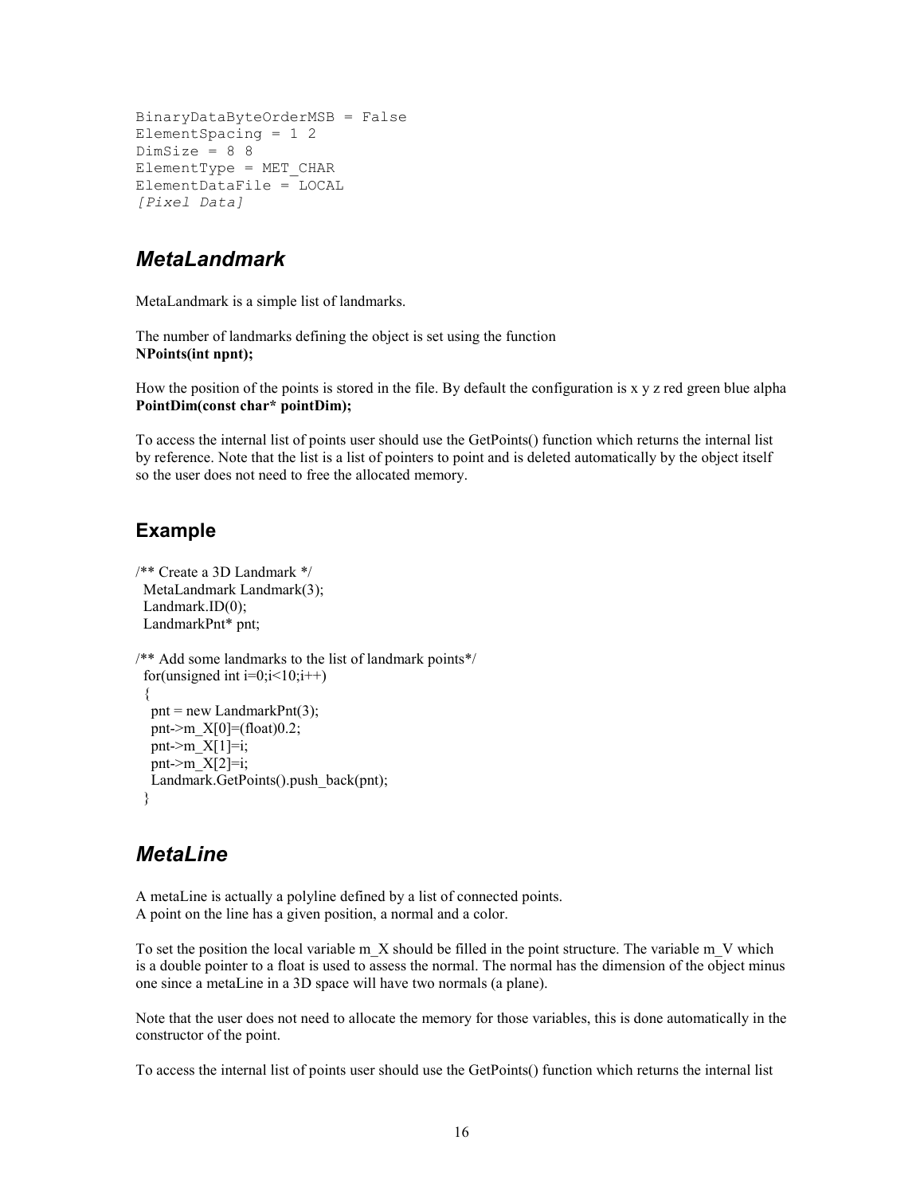```
BinaryDataByteOrderMSB = False
ElementSpacing = 1 2
DimSize = 8 8
ElementType = MET_CHAR
ElementDataFile = LOCAL
[Pixel Data]
```

## *MetaLandmark*

MetaLandmark is a simple list of landmarks.

The number of landmarks defining the object is set using the function
**NPoints(int npnt);**

How the position of the points is stored in the file. By default the configuration is x y z red green blue alpha
**PointDim(const char* pointDim);**

To access the internal list of points user should use the GetPoints() function which returns the internal list by reference. Note that the list is a list of pointers to point and is deleted automatically by the object itself so the user does not need to free the allocated memory.

### Example

```
/** Create a 3D Landmark */
  MetaLandmark Landmark(3);
  Landmark.ID(0);
  LandmarkPnt* pnt;

/** Add some landmarks to the list of landmark points*/
  for(unsigned int i=0;i<10;i++)
  {
    pnt = new LandmarkPnt(3);
    pnt->m_X[0]=(float)0.2;
    pnt->m_X[1]=i;
    pnt->m_X[2]=i;
    Landmark.GetPoints().push_back(pnt);
  }
```

## *MetaLine*

A metaLine is actually a polyline defined by a list of connected points.
A point on the line has a given position, a normal and a color.

To set the position the local variable m_X should be filled in the point structure. The variable m_V which is a double pointer to a float is used to assess the normal. The normal has the dimension of the object minus one since a metaLine in a 3D space will have two normals (a plane).

Note that the user does not need to allocate the memory for those variables, this is done automatically in the constructor of the point.

To access the internal list of points user should use the GetPoints() function which returns the internal list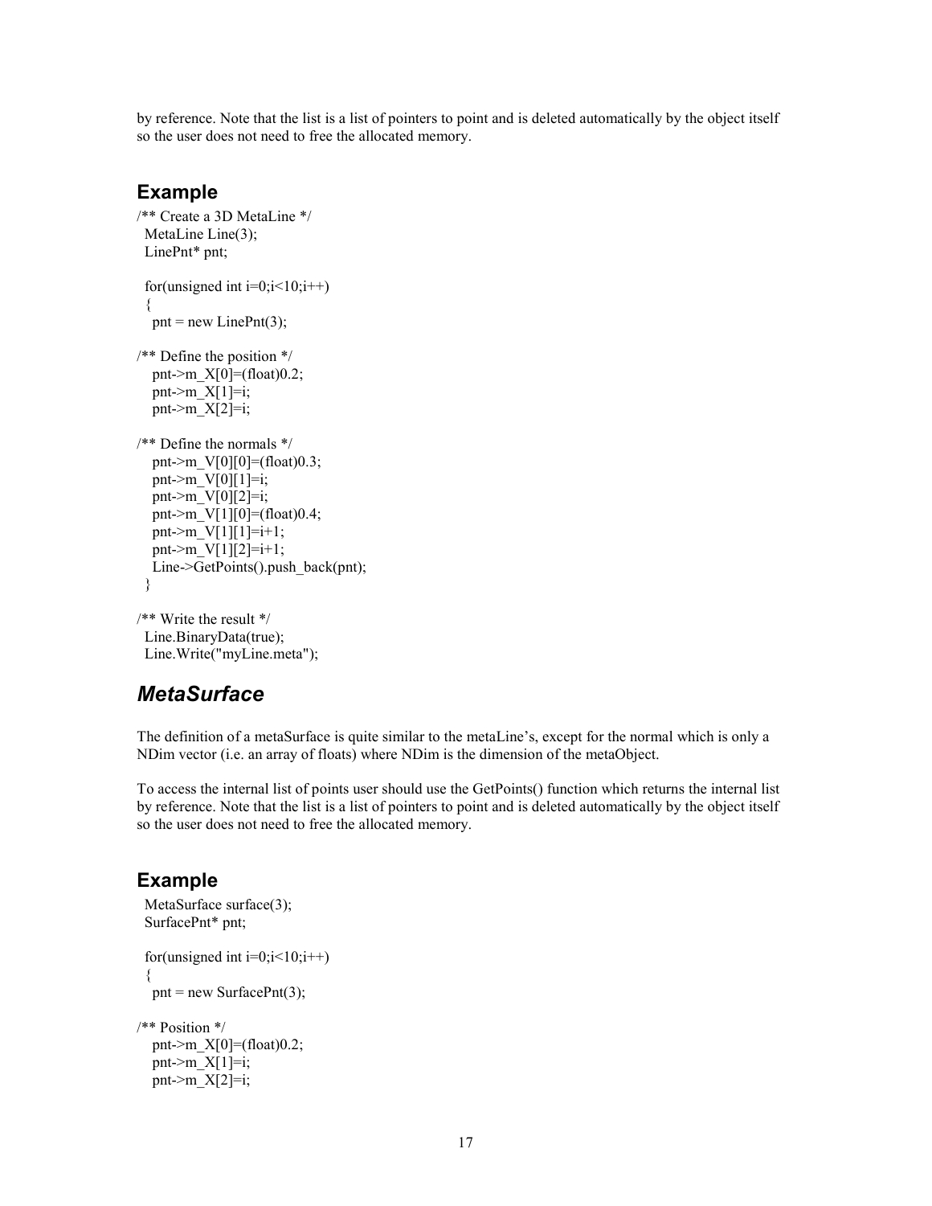by reference. Note that the list is a list of pointers to point and is deleted automatically by the object itself so the user does not need to free the allocated memory.

### Example

```
/** Create a 3D MetaLine */
  MetaLine Line(3);
  LinePnt* pnt;

  for(unsigned int i=0;i<10;i++)
  {
    pnt = new LinePnt(3);

/** Define the position */
    pnt->m_X[0]=(float)0.2;
    pnt->m_X[1]=i;
    pnt->m_X[2]=i;

/** Define the normals */
    pnt->m_V[0][0]=(float)0.3;
    pnt->m_V[0][1]=i;
    pnt->m_V[0][2]=i;
    pnt->m_V[1][0]=(float)0.4;
    pnt->m_V[1][1]=i+1;
    pnt->m_V[1][2]=i+1;
    Line->GetPoints().push_back(pnt);
  }

/** Write the result */
  Line.BinaryData(true);
  Line.Write("myLine.meta");
```

## *MetaSurface*

The definition of a metaSurface is quite similar to the metaLine's, except for the normal which is only a NDim vector (i.e. an array of floats) where NDim is the dimension of the metaObject.

To access the internal list of points user should use the GetPoints() function which returns the internal list by reference. Note that the list is a list of pointers to point and is deleted automatically by the object itself so the user does not need to free the allocated memory.

### Example

```
  MetaSurface surface(3);
  SurfacePnt* pnt;

  for(unsigned int i=0;i<10;i++)
  {
    pnt = new SurfacePnt(3);

/** Position */
    pnt->m_X[0]=(float)0.2;
    pnt->m_X[1]=i;
    pnt->m_X[2]=i;
```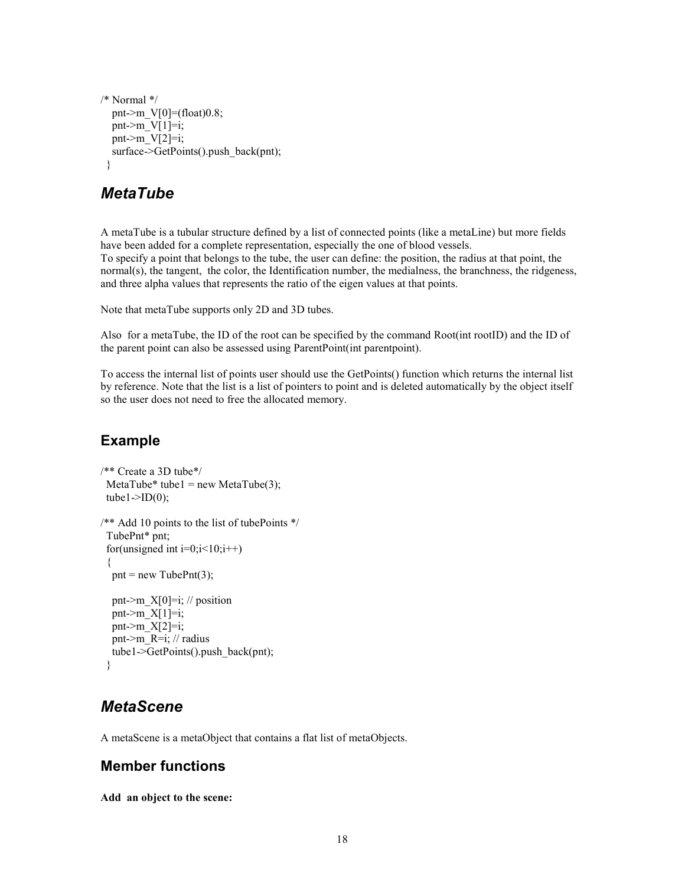```
/* Normal */
   pnt->m_V[0]=(float)0.8;
   pnt->m_V[1]=i;
   pnt->m_V[2]=i;
   surface->GetPoints().push_back(pnt);
  }
```

## *MetaTube*

A metaTube is a tubular structure defined by a list of connected points (like a metaLine) but more fields have been added for a complete representation, especially the one of blood vessels.
To specify a point that belongs to the tube, the user can define: the position, the radius at that point, the normal(s), the tangent, the color, the Identification number, the medialness, the branchness, the ridgeness, and three alpha values that represents the ratio of the eigen values at that points.

Note that metaTube supports only 2D and 3D tubes.

Also for a metaTube, the ID of the root can be specified by the command Root(int rootID) and the ID of the parent point can also be assessed using ParentPoint(int parentpoint).

To access the internal list of points user should use the GetPoints() function which returns the internal list by reference. Note that the list is a list of pointers to point and is deleted automatically by the object itself so the user does not need to free the allocated memory.

### Example

```
/** Create a 3D tube*/
  MetaTube* tube1 = new MetaTube(3);
  tube1->ID(0);

/** Add 10 points to the list of tubePoints */
  TubePnt* pnt;
  for(unsigned int i=0;i<10;i++)
  {
   pnt = new TubePnt(3);

   pnt->m_X[0]=i; // position
   pnt->m_X[1]=i;
   pnt->m_X[2]=i;
   pnt->m_R=i; // radius
   tube1->GetPoints().push_back(pnt);
  }
```

## *MetaScene*

A metaScene is a metaObject that contains a flat list of metaObjects.

### Member functions

**Add an object to the scene:**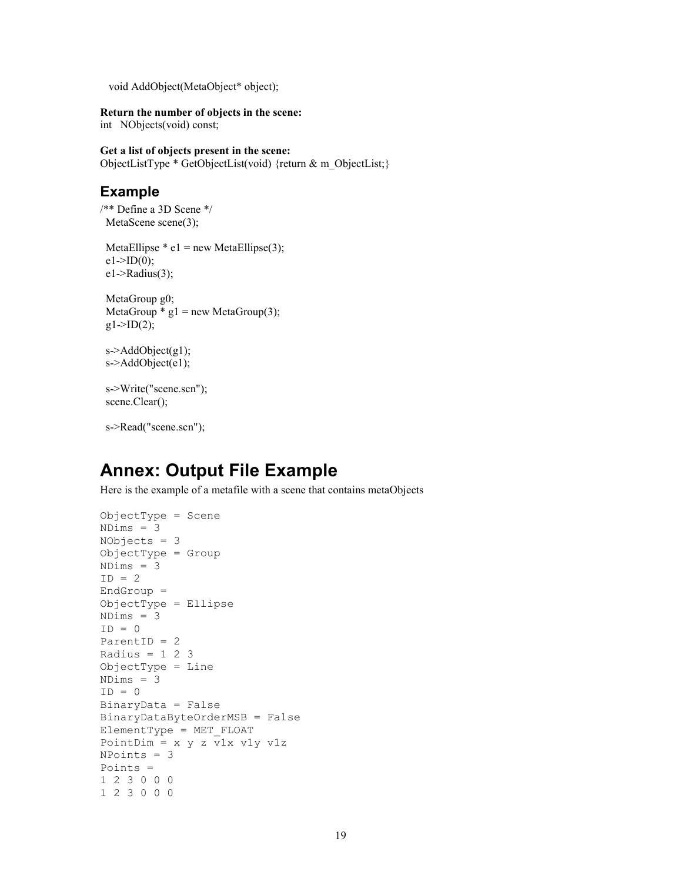```
void AddObject(MetaObject* object);
```

**Return the number of objects in the scene:**
int NObjects(void) const;

**Get a list of objects present in the scene:**
ObjectListType * GetObjectList(void) {return & m_ObjectList;}

### Example

```
/** Define a 3D Scene */
  MetaScene scene(3);

  MetaEllipse * e1 = new MetaEllipse(3);
  e1->ID(0);
  e1->Radius(3);

  MetaGroup g0;
  MetaGroup * g1 = new MetaGroup(3);
  g1->ID(2);

  s->AddObject(g1);
  s->AddObject(e1);

  s->Write("scene.scn");
  scene.Clear();

  s->Read("scene.scn");
```

# Annex: Output File Example

Here is the example of a metafile with a scene that contains metaObjects

```
ObjectType = Scene
NDims = 3
NObjects = 3
ObjectType = Group
NDims = 3
ID = 2
EndGroup =
ObjectType = Ellipse
NDims = 3
ID = 0
ParentID = 2
Radius = 1 2 3
ObjectType = Line
NDims = 3
ID = 0
BinaryData = False
BinaryDataByteOrderMSB = False
ElementType = MET_FLOAT
PointDim = x y z v1x v1y v1z
NPoints = 3
Points =
1 2 3 0 0 0
1 2 3 0 0 0
```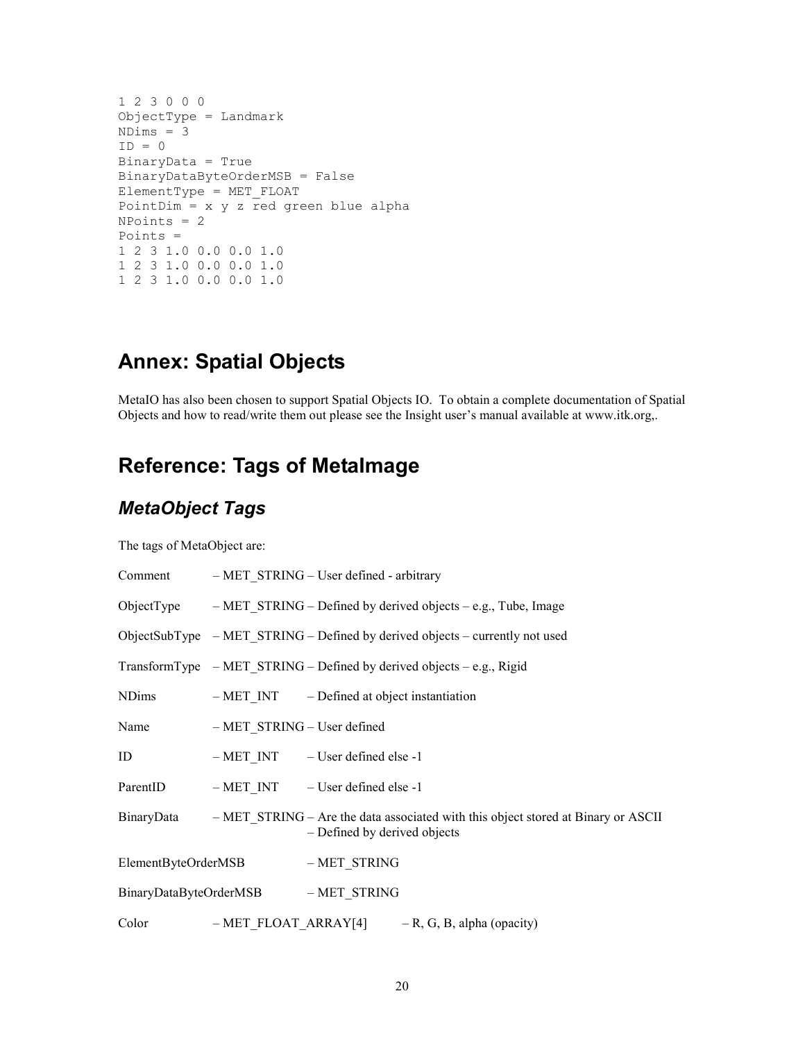```
1 2 3 0 0 0
ObjectType = Landmark
NDims = 3
ID = 0
BinaryData = True
BinaryDataByteOrderMSB = False
ElementType = MET_FLOAT
PointDim = x y z red green blue alpha
NPoints = 2
Points =
1 2 3 1.0 0.0 0.0 1.0
1 2 3 1.0 0.0 0.0 1.0
1 2 3 1.0 0.0 0.0 1.0
```

# Annex: Spatial Objects

MetaIO has also been chosen to support Spatial Objects IO. To obtain a complete documentation of Spatial Objects and how to read/write them out please see the Insight user's manual available at www.itk.org,.

# Reference: Tags of MetaImage

## *MetaObject Tags*

The tags of MetaObject are:

Comment – MET_STRING – User defined - arbitrary

ObjectType – MET_STRING – Defined by derived objects – e.g., Tube, Image

ObjectSubType – MET_STRING – Defined by derived objects – currently not used

TransformType – MET_STRING – Defined by derived objects – e.g., Rigid

NDims – MET_INT – Defined at object instantiation

Name – MET_STRING – User defined

ID – MET_INT – User defined else -1

ParentID – MET_INT – User defined else -1

BinaryData – MET_STRING – Are the data associated with this object stored at Binary or ASCII – Defined by derived objects

ElementByteOrderMSB – MET_STRING

BinaryDataByteOrderMSB – MET_STRING

Color – MET_FLOAT_ARRAY[4] – R, G, B, alpha (opacity)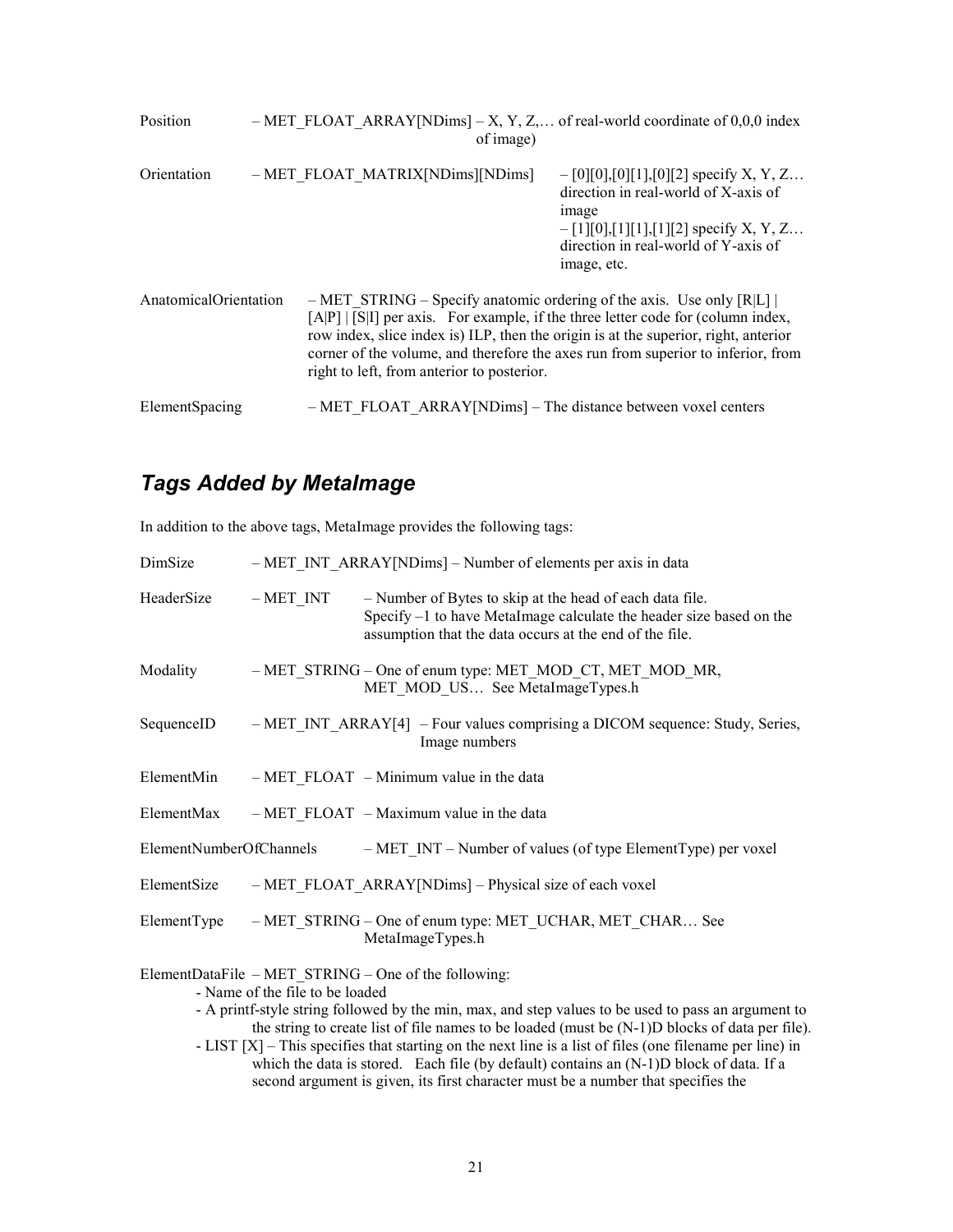Position – MET_FLOAT_ARRAY[NDims] – X, Y, Z,… of real-world coordinate of 0,0,0 index of image)

Orientation – MET_FLOAT_MATRIX[NDims][NDims] – [0][0],[0][1],[0][2] specify X, Y, Z… direction in real-world of X-axis of image – [1][0],[1][1],[1][2] specify X, Y, Z… direction in real-world of Y-axis of image, etc.

AnatomicalOrientation – MET_STRING – Specify anatomic ordering of the axis. Use only [R|L] | [A|P] | [S|I] per axis. For example, if the three letter code for (column index, row index, slice index is) ILP, then the origin is at the superior, right, anterior corner of the volume, and therefore the axes run from superior to inferior, from right to left, from anterior to posterior.

ElementSpacing – MET_FLOAT_ARRAY[NDims] – The distance between voxel centers

## *Tags Added by MetaImage*

In addition to the above tags, MetaImage provides the following tags:

DimSize – MET_INT_ARRAY[NDims] – Number of elements per axis in data

HeaderSize – MET_INT – Number of Bytes to skip at the head of each data file. Specify –1 to have MetaImage calculate the header size based on the assumption that the data occurs at the end of the file.

Modality – MET_STRING – One of enum type: MET_MOD_CT, MET_MOD_MR, MET_MOD_US… See MetaImageTypes.h

SequenceID – MET_INT_ARRAY[4] – Four values comprising a DICOM sequence: Study, Series, Image numbers

ElementMin – MET_FLOAT – Minimum value in the data

ElementMax – MET_FLOAT – Maximum value in the data

ElementNumberOfChannels – MET_INT – Number of values (of type ElementType) per voxel

ElementSize – MET_FLOAT_ARRAY[NDims] – Physical size of each voxel

ElementType – MET_STRING – One of enum type: MET_UCHAR, MET_CHAR… See MetaImageTypes.h

ElementDataFile – MET_STRING – One of the following:

- Name of the file to be loaded
- A printf-style string followed by the min, max, and step values to be used to pass an argument to the string to create list of file names to be loaded (must be (N-1)D blocks of data per file).
- LIST [X] – This specifies that starting on the next line is a list of files (one filename per line) in which the data is stored. Each file (by default) contains an (N-1)D block of data. If a second argument is given, its first character must be a number that specifies the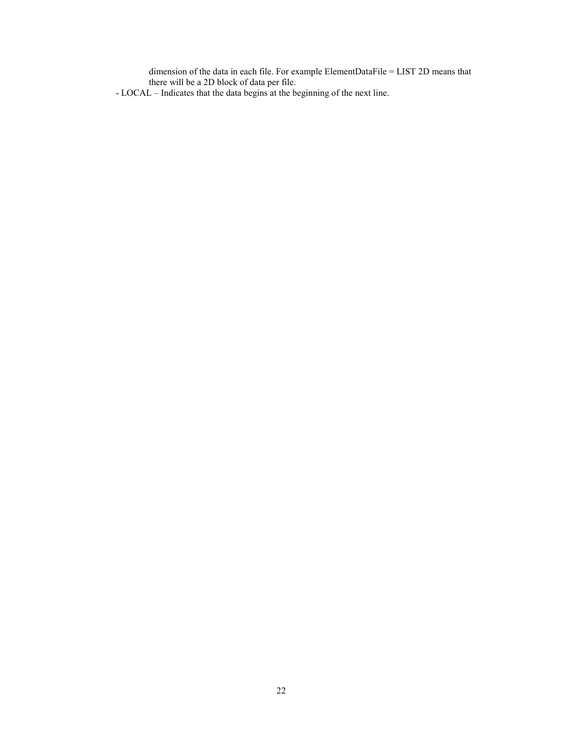dimension of the data in each file. For example ElementDataFile = LIST 2D means that there will be a 2D block of data per file.

- LOCAL – Indicates that the data begins at the beginning of the next line.